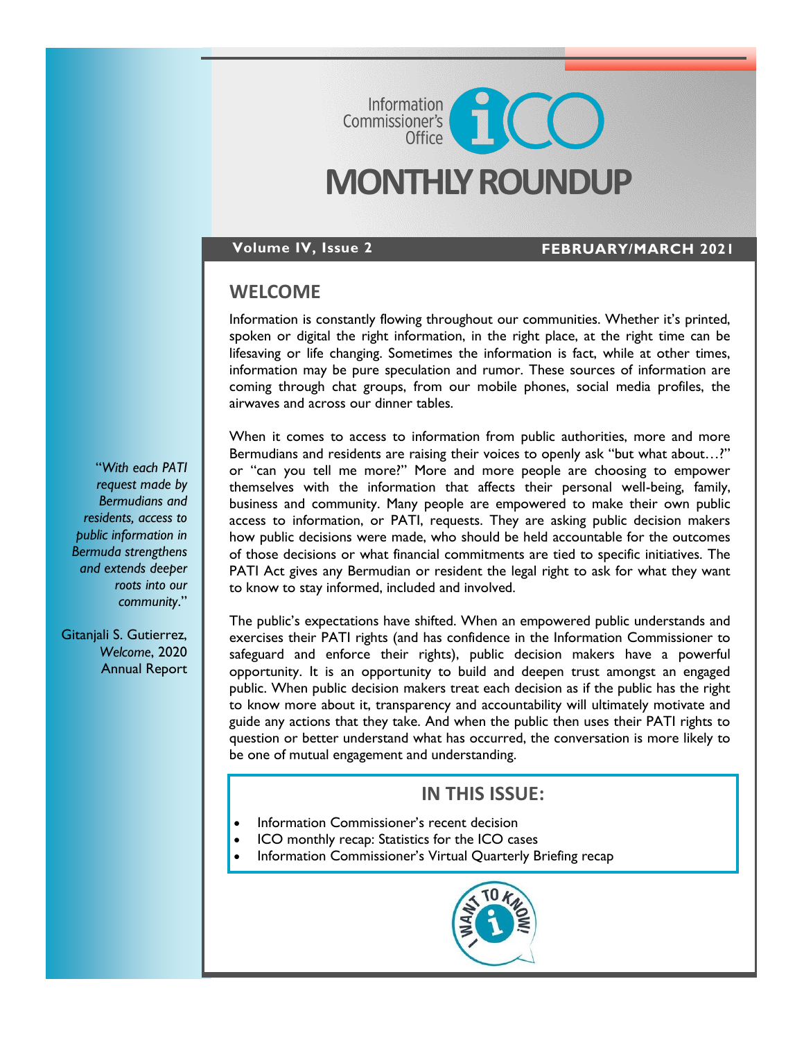Information Commissioner's Office

# MONTHLY ROUNDUP

**Volume IV, Issue 2** **FEBRUARY/MARCH 2021**

## WELCOME

Information is constantly flowing throughout our communities. Whether it's printed, spoken or digital the right information, in the right place, at the right time can be lifesaving or life changing. Sometimes the information is fact, while at other times, information may be pure speculation and rumor. These sources of information are coming through chat groups, from our mobile phones, social media profiles, the airwaves and across our dinner tables.

When it comes to access to information from public authorities, more and more Bermudians and residents are raising their voices to openly ask "but what about…?" or "can you tell me more?" More and more people are choosing to empower themselves with the information that affects their personal well-being, family, business and community. Many people are empowered to make their own public access to information, or PATI, requests. They are asking public decision makers how public decisions were made, who should be held accountable for the outcomes of those decisions or what financial commitments are tied to specific initiatives. The PATI Act gives any Bermudian or resident the legal right to ask for what they want to know to stay informed, included and involved.

The public's expectations have shifted. When an empowered public understands and exercises their PATI rights (and has confidence in the Information Commissioner to safeguard and enforce their rights), public decision makers have a powerful opportunity. It is an opportunity to build and deepen trust amongst an engaged public. When public decision makers treat each decision as if the public has the right to know more about it, transparency and accountability will ultimately motivate and guide any actions that they take. And when the public then uses their PATI rights to question or better understand what has occurred, the conversation is more likely to be one of mutual engagement and understanding.

> "*With each PATI request made by Bermudians and residents, access to public information in Bermuda strengthens and extends deeper roots into our community*."
>
> Gitanjali S. Gutierrez, *Welcome*, 2020 Annual Report

## IN THIS ISSUE:

- Information Commissioner's recent decision
- ICO monthly recap: Statistics for the ICO cases
- Information Commissioner's Virtual Quarterly Briefing recap

I WANT TO KNOW!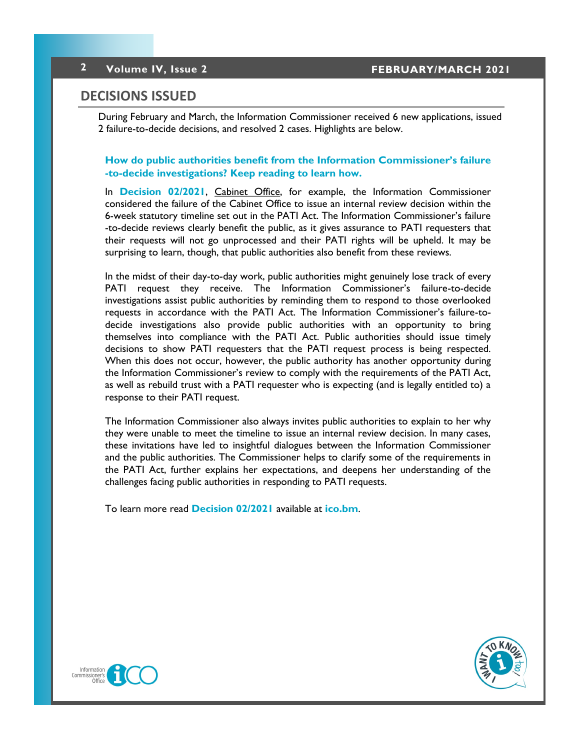## DECISIONS ISSUED

During February and March, the Information Commissioner received 6 new applications, issued 2 failure-to-decide decisions, and resolved 2 cases. Highlights are below.

**How do public authorities benefit from the Information Commissioner's failure-to-decide investigations? Keep reading to learn how.**

In **Decision 02/2021**, Cabinet Office, for example, the Information Commissioner considered the failure of the Cabinet Office to issue an internal review decision within the 6-week statutory timeline set out in the PATI Act. The Information Commissioner's failure-to-decide reviews clearly benefit the public, as it gives assurance to PATI requesters that their requests will not go unprocessed and their PATI rights will be upheld. It may be surprising to learn, though, that public authorities also benefit from these reviews.

In the midst of their day-to-day work, public authorities might genuinely lose track of every PATI request they receive. The Information Commissioner's failure-to-decide investigations assist public authorities by reminding them to respond to those overlooked requests in accordance with the PATI Act. The Information Commissioner's failure-to-decide investigations also provide public authorities with an opportunity to bring themselves into compliance with the PATI Act. Public authorities should issue timely decisions to show PATI requesters that the PATI request process is being respected. When this does not occur, however, the public authority has another opportunity during the Information Commissioner's review to comply with the requirements of the PATI Act, as well as rebuild trust with a PATI requester who is expecting (and is legally entitled to) a response to their PATI request.

The Information Commissioner also always invites public authorities to explain to her why they were unable to meet the timeline to issue an internal review decision. In many cases, these invitations have led to insightful dialogues between the Information Commissioner and the public authorities. The Commissioner helps to clarify some of the requirements in the PATI Act, further explains her expectations, and deepens her understanding of the challenges facing public authorities in responding to PATI requests.

To learn more read **Decision 02/2021** available at **ico.bm**.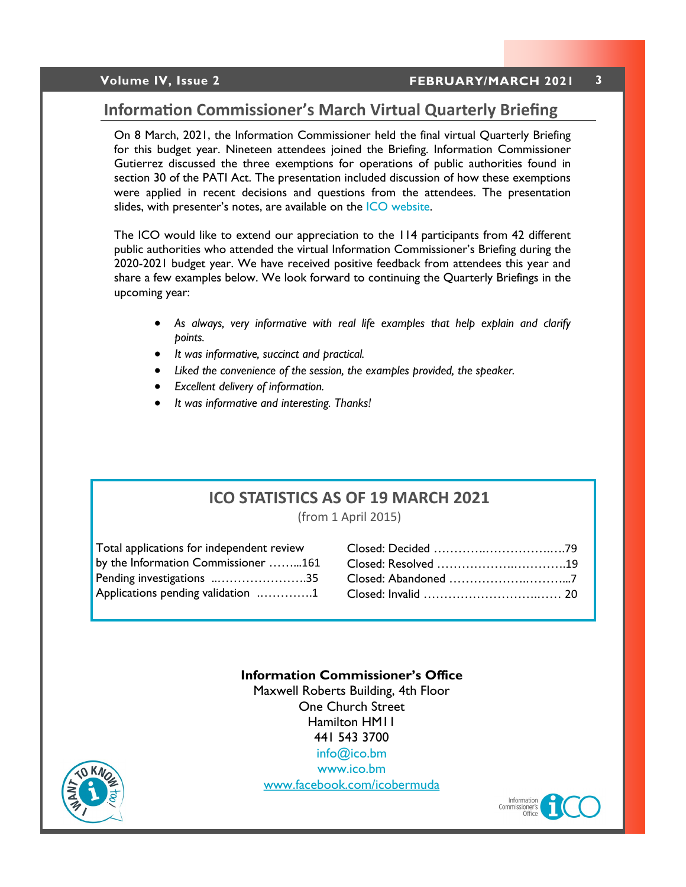## Information Commissioner's March Virtual Quarterly Briefing

On 8 March, 2021, the Information Commissioner held the final virtual Quarterly Briefing for this budget year. Nineteen attendees joined the Briefing. Information Commissioner Gutierrez discussed the three exemptions for operations of public authorities found in section 30 of the PATI Act. The presentation included discussion of how these exemptions were applied in recent decisions and questions from the attendees. The presentation slides, with presenter's notes, are available on the ICO website.

The ICO would like to extend our appreciation to the 114 participants from 42 different public authorities who attended the virtual Information Commissioner's Briefing during the 2020-2021 budget year. We have received positive feedback from attendees this year and share a few examples below. We look forward to continuing the Quarterly Briefings in the upcoming year:

- *As always, very informative with real life examples that help explain and clarify points.*
- *It was informative, succinct and practical.*
- *Liked the convenience of the session, the examples provided, the speaker.*
- *Excellent delivery of information.*
- *It was informative and interesting. Thanks!*

## ICO STATISTICS AS OF 19 MARCH 2021

(from 1 April 2015)

Total applications for independent review by the Information Commissioner ……...161
Pending investigations ..………………….35
Applications pending validation ..………….1

Closed: Decided ………….……………….…79
Closed: Resolved ……………….………….19
Closed: Abandoned ……………….……...7
Closed: Invalid ……………………….…… 20

**Information Commissioner's Office**
Maxwell Roberts Building, 4th Floor
One Church Street
Hamilton HM11
441 543 3700
info@ico.bm
www.ico.bm
www.facebook.com/icobermuda